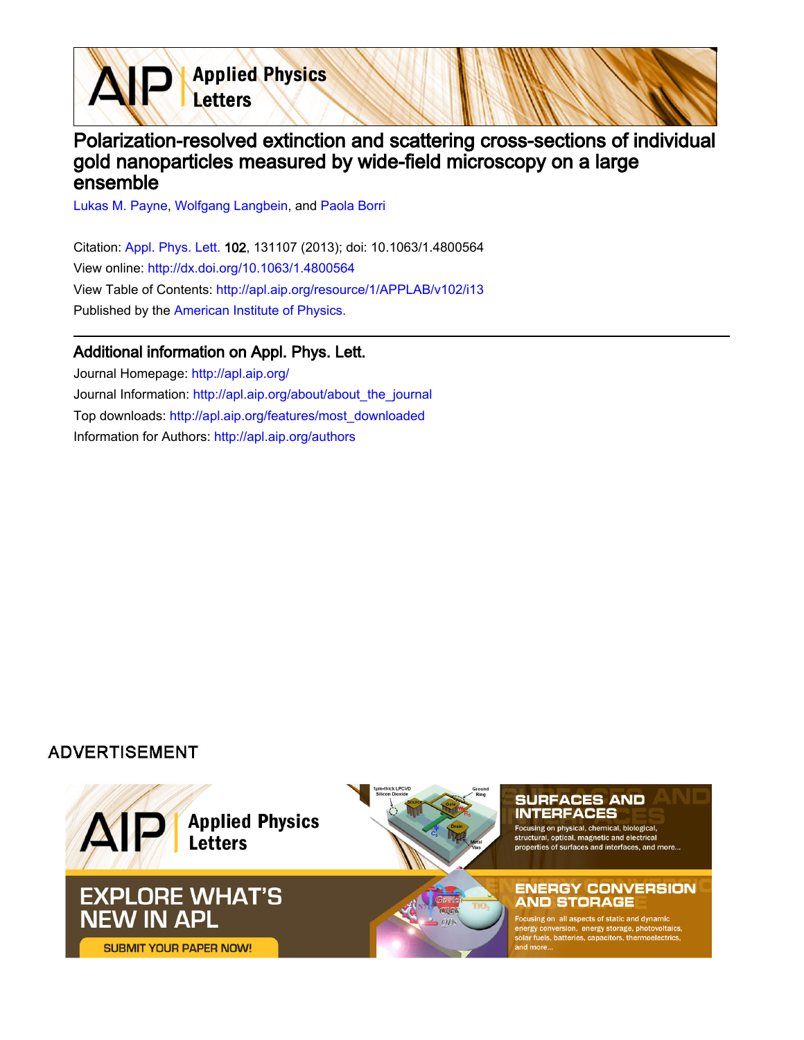# Polarization-resolved extinction and scattering cross-sections of individual gold nanoparticles measured by wide-field microscopy on a large ensemble

Lukas M. Payne, Wolfgang Langbein, and Paola Borri

Citation: Appl. Phys. Lett. **102**, 131107 (2013); doi: 10.1063/1.4800564

View online: http://dx.doi.org/10.1063/1.4800564

View Table of Contents: http://apl.aip.org/resource/1/APPLAB/v102/i13

Published by the American Institute of Physics.

## Additional information on Appl. Phys. Lett.

Journal Homepage: http://apl.aip.org/

Journal Information: http://apl.aip.org/about/about_the_journal

Top downloads: http://apl.aip.org/features/most_downloaded

Information for Authors: http://apl.aip.org/authors

ADVERTISEMENT

AIP Applied Physics Letters

EXPLORE WHAT'S NEW IN APL

SUBMIT YOUR PAPER NOW!

SURFACES AND INTERFACES

Focusing on physical, chemical, biological, structural, optical, magnetic and electrical properties of surfaces and interfaces, and more...

ENERGY CONVERSION AND STORAGE

Focusing on all aspects of static and dynamic energy conversion, energy storage, photovoltaics, solar fuels, batteries, capacitors, thermoelectrics, and more...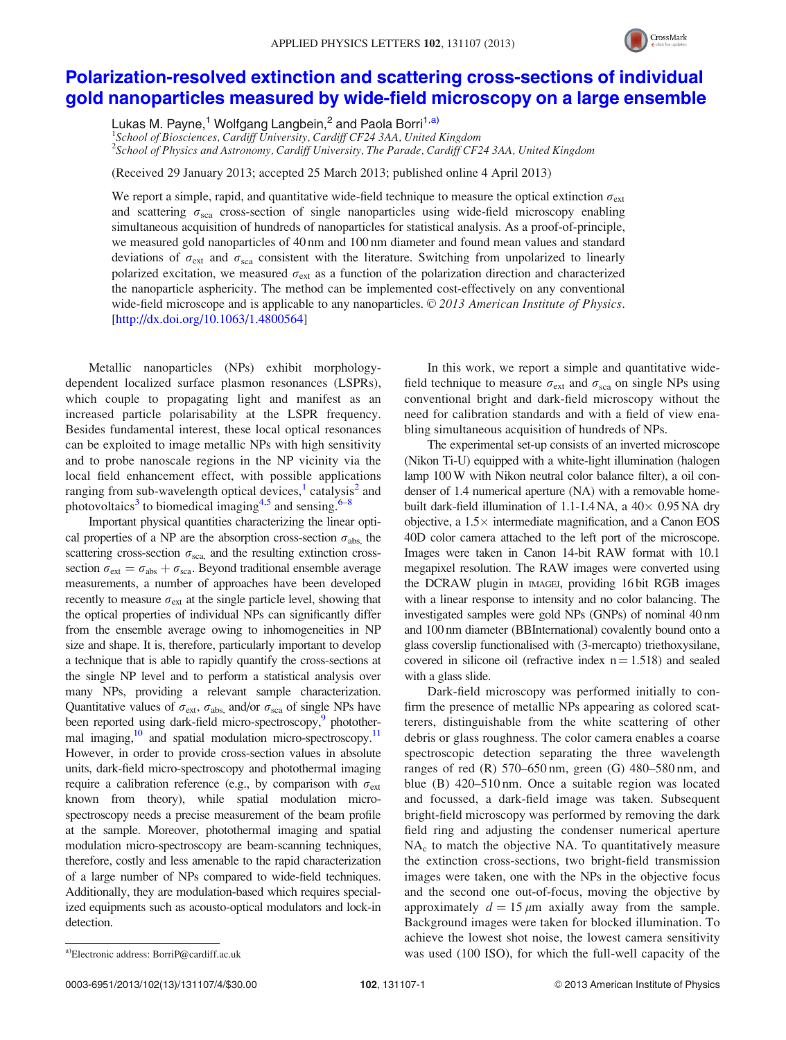# Polarization-resolved extinction and scattering cross-sections of individual gold nanoparticles measured by wide-field microscopy on a large ensemble

Lukas M. Payne,[1] Wolfgang Langbein,[2] and Paola Borri[1,a)]

[1]School of Biosciences, Cardiff University, Cardiff CF24 3AA, United Kingdom
[2]School of Physics and Astronomy, Cardiff University, The Parade, Cardiff CF24 3AA, United Kingdom

(Received 29 January 2013; accepted 25 March 2013; published online 4 April 2013)

We report a simple, rapid, and quantitative wide-field technique to measure the optical extinction $\sigma_{ext}$ and scattering $\sigma_{sca}$ cross-section of single nanoparticles using wide-field microscopy enabling simultaneous acquisition of hundreds of nanoparticles for statistical analysis. As a proof-of-principle, we measured gold nanoparticles of 40 nm and 100 nm diameter and found mean values and standard deviations of $\sigma_{ext}$ and $\sigma_{sca}$ consistent with the literature. Switching from unpolarized to linearly polarized excitation, we measured $\sigma_{ext}$ as a function of the polarization direction and characterized the nanoparticle asphericity. The method can be implemented cost-effectively on any conventional wide-field microscope and is applicable to any nanoparticles. © 2013 American Institute of Physics. [http://dx.doi.org/10.1063/1.4800564]

Metallic nanoparticles (NPs) exhibit morphology-dependent localized surface plasmon resonances (LSPRs), which couple to propagating light and manifest as an increased particle polarisability at the LSPR frequency. Besides fundamental interest, these local optical resonances can be exploited to image metallic NPs with high sensitivity and to probe nanoscale regions in the NP vicinity via the local field enhancement effect, with possible applications ranging from sub-wavelength optical devices,[1] catalysis[2] and photovoltaics[3] to biomedical imaging[4,5] and sensing.[6–8]

Important physical quantities characterizing the linear optical properties of a NP are the absorption cross-section $\sigma_{abs,}$ the scattering cross-section $\sigma_{sca,}$ and the resulting extinction cross-section $\sigma_{ext} = \sigma_{abs} + \sigma_{sca}$. Beyond traditional ensemble average measurements, a number of approaches have been developed recently to measure $\sigma_{ext}$ at the single particle level, showing that the optical properties of individual NPs can significantly differ from the ensemble average owing to inhomogeneities in NP size and shape. It is, therefore, particularly important to develop a technique that is able to rapidly quantify the cross-sections at the single NP level and to perform a statistical analysis over many NPs, providing a relevant sample characterization. Quantitative values of $\sigma_{ext}$, $\sigma_{abs,}$ and/or $\sigma_{sca}$ of single NPs have been reported using dark-field micro-spectroscopy,[9] photothermal imaging,[10] and spatial modulation micro-spectroscopy.[11] However, in order to provide cross-section values in absolute units, dark-field micro-spectroscopy and photothermal imaging require a calibration reference (e.g., by comparison with $\sigma_{ext}$ known from theory), while spatial modulation micro-spectroscopy needs a precise measurement of the beam profile at the sample. Moreover, photothermal imaging and spatial modulation micro-spectroscopy are beam-scanning techniques, therefore, costly and less amenable to the rapid characterization of a large number of NPs compared to wide-field techniques. Additionally, they are modulation-based which requires specialized equipments such as acousto-optical modulators and lock-in detection.

In this work, we report a simple and quantitative wide-field technique to measure $\sigma_{ext}$ and $\sigma_{sca}$ on single NPs using conventional bright and dark-field microscopy without the need for calibration standards and with a field of view enabling simultaneous acquisition of hundreds of NPs.

The experimental set-up consists of an inverted microscope (Nikon Ti-U) equipped with a white-light illumination (halogen lamp 100 W with Nikon neutral color balance filter), a oil condenser of 1.4 numerical aperture (NA) with a removable home-built dark-field illumination of 1.1-1.4 NA, a 40× 0.95 NA dry objective, a 1.5× intermediate magnification, and a Canon EOS 40D color camera attached to the left port of the microscope. Images were taken in Canon 14-bit RAW format with 10.1 megapixel resolution. The RAW images were converted using the DCRAW plugin in IMAGEJ, providing 16 bit RGB images with a linear response to intensity and no color balancing. The investigated samples were gold NPs (GNPs) of nominal 40 nm and 100 nm diameter (BBInternational) covalently bound onto a glass coverslip functionalised with (3-mercapto) triethoxysilane, covered in silicone oil (refractive index n = 1.518) and sealed with a glass slide.

Dark-field microscopy was performed initially to confirm the presence of metallic NPs appearing as colored scatterers, distinguishable from the white scattering of other debris or glass roughness. The color camera enables a coarse spectroscopic detection separating the three wavelength ranges of red (R) 570–650 nm, green (G) 480–580 nm, and blue (B) 420–510 nm. Once a suitable region was located and focussed, a dark-field image was taken. Subsequent bright-field microscopy was performed by removing the dark field ring and adjusting the condenser numerical aperture $NA_c$ to match the objective NA. To quantitatively measure the extinction cross-sections, two bright-field transmission images were taken, one with the NPs in the objective focus and the second one out-of-focus, moving the objective by approximately $d = 15\,\mu m$ axially away from the sample. Background images were taken for blocked illumination. To achieve the lowest shot noise, the lowest camera sensitivity was used (100 ISO), for which the full-well capacity of the

a)Electronic address: BorriP@cardiff.ac.uk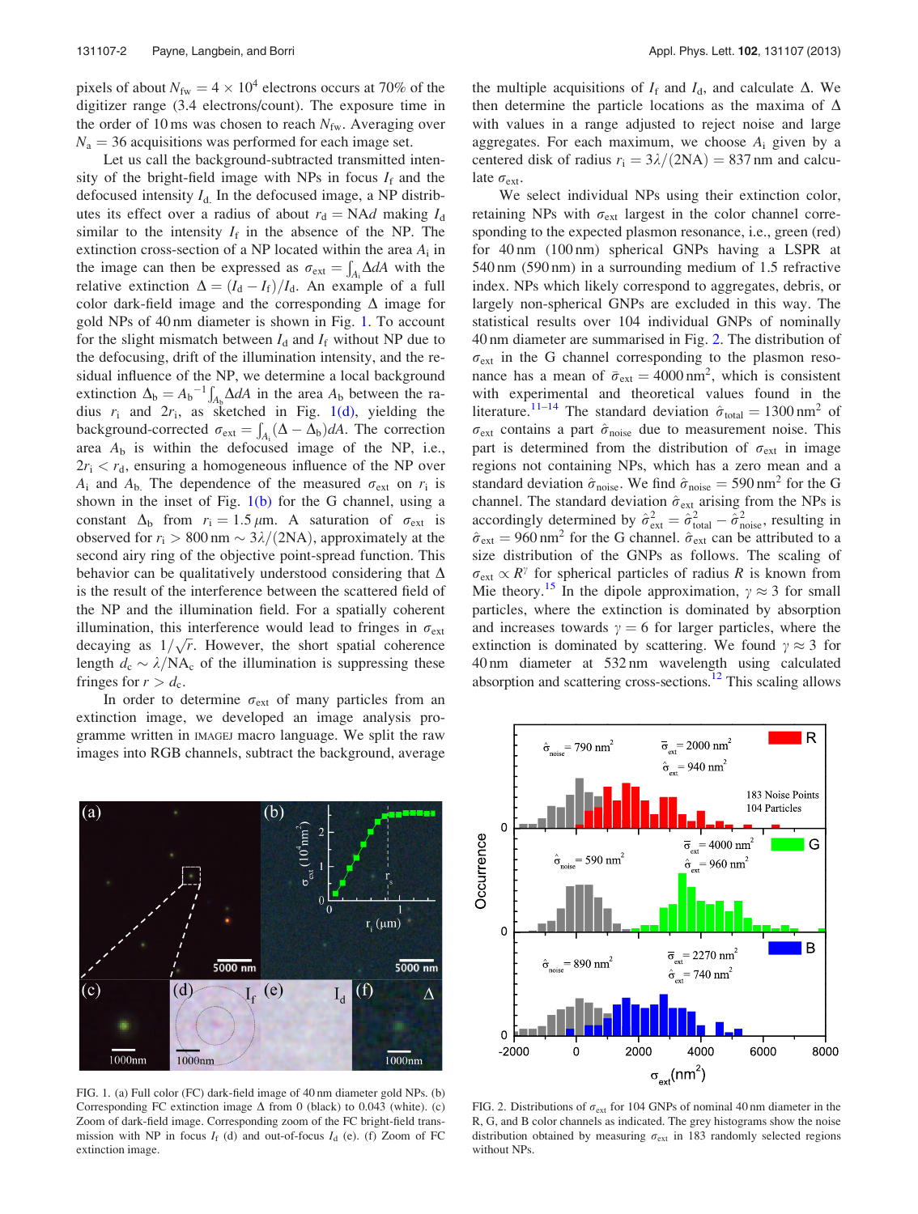pixels of about $N_{fw} = 4 \times 10^4$ electrons occurs at 70% of the digitizer range (3.4 electrons/count). The exposure time in the order of 10 ms was chosen to reach $N_{fw}$. Averaging over $N_a = 36$ acquisitions was performed for each image set.

Let us call the background-subtracted transmitted intensity of the bright-field image with NPs in focus $I_f$ and the defocused intensity $I_d$. In the defocused image, a NP distributes its effect over a radius of about $r_d = \mathrm{NA}d$ making $I_d$ similar to the intensity $I_f$ in the absence of the NP. The extinction cross-section of a NP located within the area $A_i$ in the image can then be expressed as $\sigma_{ext} = \int_{A_i} \Delta dA$ with the relative extinction $\Delta = (I_d - I_f)/I_d$. An example of a full color dark-field image and the corresponding $\Delta$ image for gold NPs of 40 nm diameter is shown in Fig. 1. To account for the slight mismatch between $I_d$ and $I_f$ without NP due to the defocusing, drift of the illumination intensity, and the residual influence of the NP, we determine a local background extinction $\Delta_b = A_b^{-1}\int_{A_b} \Delta dA$ in the area $A_b$ between the radius $r_i$ and $2r_i$, as sketched in Fig. 1(d), yielding the background-corrected $\sigma_{ext} = \int_{A_i}(\Delta - \Delta_b)dA$. The correction area $A_b$ is within the defocused image of the NP, i.e., $2r_i < r_d$, ensuring a homogeneous influence of the NP over $A_i$ and $A_b$. The dependence of the measured $\sigma_{ext}$ on $r_i$ is shown in the inset of Fig. 1(b) for the G channel, using a constant $\Delta_b$ from $r_i = 1.5\,\mu$m. A saturation of $\sigma_{ext}$ is observed for $r_i > 800$ nm $\sim 3\lambda/(2\mathrm{NA})$, approximately at the second airy ring of the objective point-spread function. This behavior can be qualitatively understood considering that $\Delta$ is the result of the interference between the scattered field of the NP and the illumination field. For a spatially coherent illumination, this interference would lead to fringes in $\sigma_{ext}$ decaying as $1/\sqrt{r}$. However, the short spatial coherence length $d_c \sim \lambda/\mathrm{NA}_c$ of the illumination is suppressing these fringes for $r > d_c$.

In order to determine $\sigma_{ext}$ of many particles from an extinction image, we developed an image analysis programme written in IMAGEJ macro language. We split the raw images into RGB channels, subtract the background, average the multiple acquisitions of $I_f$ and $I_d$, and calculate $\Delta$. We then determine the particle locations as the maxima of $\Delta$ with values in a range adjusted to reject noise and large aggregates. For each maximum, we choose $A_i$ given by a centered disk of radius $r_i = 3\lambda/(2\mathrm{NA}) = 837$ nm and calculate $\sigma_{ext}$.

We select individual NPs using their extinction color, retaining NPs with $\sigma_{ext}$ largest in the color channel corresponding to the expected plasmon resonance, i.e., green (red) for 40 nm (100 nm) spherical GNPs having a LSPR at 540 nm (590 nm) in a surrounding medium of 1.5 refractive index. NPs which likely correspond to aggregates, debris, or largely non-spherical GNPs are excluded in this way. The statistical results over 104 individual GNPs of nominally 40 nm diameter are summarised in Fig. 2. The distribution of $\sigma_{ext}$ in the G channel corresponding to the plasmon resonance has a mean of $\bar{\sigma}_{ext} = 4000\,\mathrm{nm}^2$, which is consistent with experimental and theoretical values found in the literature.[11–14] The standard deviation $\hat{\sigma}_{total} = 1300\,\mathrm{nm}^2$ of $\sigma_{ext}$ contains a part $\hat{\sigma}_{noise}$ due to measurement noise. This part is determined from the distribution of $\sigma_{ext}$ in image regions not containing NPs, which has a zero mean and a standard deviation $\hat{\sigma}_{noise}$. We find $\hat{\sigma}_{noise} = 590\,\mathrm{nm}^2$ for the G channel. The standard deviation $\hat{\sigma}_{ext}$ arising from the NPs is accordingly determined by $\hat{\sigma}^2_{ext} = \hat{\sigma}^2_{total} - \hat{\sigma}^2_{noise}$, resulting in $\hat{\sigma}_{ext} = 960\,\mathrm{nm}^2$ for the G channel. $\hat{\sigma}_{ext}$ can be attributed to a size distribution of the GNPs as follows. The scaling of $\sigma_{ext} \propto R^\gamma$ for spherical particles of radius $R$ is known from Mie theory.[15] In the dipole approximation, $\gamma \approx 3$ for small particles, where the extinction is dominated by absorption and increases towards $\gamma = 6$ for larger particles, where the extinction is dominated by scattering. We found $\gamma \approx 3$ for 40 nm diameter at 532 nm wavelength using calculated absorption and scattering cross-sections.[12] This scaling allows

FIG. 1. (a) Full color (FC) dark-field image of 40 nm diameter gold NPs. (b) Corresponding FC extinction image $\Delta$ from 0 (black) to 0.043 (white). (c) Zoom of dark-field image. Corresponding zoom of the FC bright-field transmission with NP in focus $I_f$ (d) and out-of-focus $I_d$ (e). (f) Zoom of FC extinction image.

FIG. 2. Distributions of $\sigma_{ext}$ for 104 GNPs of nominal 40 nm diameter in the R, G, and B color channels as indicated. The grey histograms show the noise distribution obtained by measuring $\sigma_{ext}$ in 183 randomly selected regions without NPs.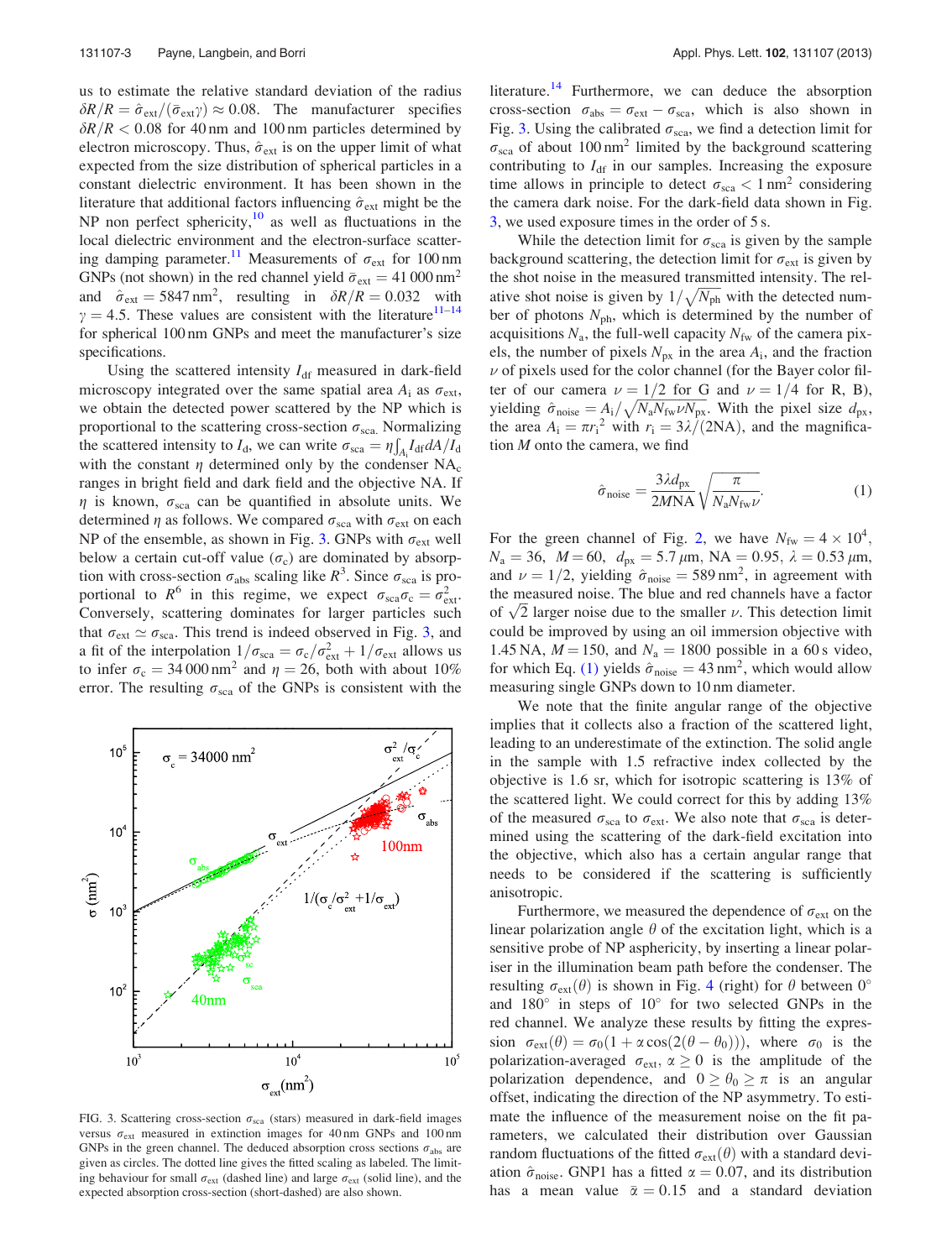us to estimate the relative standard deviation of the radius $\delta R/R = \hat{\sigma}_{\rm ext}/(\bar{\sigma}_{\rm ext}\gamma) \approx 0.08$. The manufacturer specifies $\delta R/R < 0.08$ for 40 nm and 100 nm particles determined by electron microscopy. Thus, $\hat{\sigma}_{\rm ext}$ is on the upper limit of what expected from the size distribution of spherical particles in a constant dielectric environment. It has been shown in the literature that additional factors influencing $\hat{\sigma}_{\rm ext}$ might be the NP non perfect sphericity,[10] as well as fluctuations in the local dielectric environment and the electron-surface scattering damping parameter.[11] Measurements of $\sigma_{\rm ext}$ for 100 nm GNPs (not shown) in the red channel yield $\bar{\sigma}_{\rm ext} = 41\,000\,{\rm nm}^2$ and $\hat{\sigma}_{\rm ext} = 5847\,{\rm nm}^2$, resulting in $\delta R/R = 0.032$ with $\gamma = 4.5$. These values are consistent with the literature[11–14] for spherical 100 nm GNPs and meet the manufacturer's size specifications.

Using the scattered intensity $I_{\rm df}$ measured in dark-field microscopy integrated over the same spatial area $A_{\rm i}$ as $\sigma_{\rm ext}$, we obtain the detected power scattered by the NP which is proportional to the scattering cross-section $\sigma_{\rm sca}$. Normalizing the scattered intensity to $I_{\rm d}$, we can write $\sigma_{\rm sca} = \eta \int_{A_{\rm i}} I_{\rm df} dA / I_{\rm d}$ with the constant $\eta$ determined only by the condenser $\rm NA_c$ ranges in bright field and dark field and the objective NA. If $\eta$ is known, $\sigma_{\rm sca}$ can be quantified in absolute units. We determined $\eta$ as follows. We compared $\sigma_{\rm sca}$ with $\sigma_{\rm ext}$ on each NP of the ensemble, as shown in Fig. 3. GNPs with $\sigma_{\rm ext}$ well below a certain cut-off value ($\sigma_{\rm c}$) are dominated by absorption with cross-section $\sigma_{\rm abs}$ scaling like $R^3$. Since $\sigma_{\rm sca}$ is proportional to $R^6$ in this regime, we expect $\sigma_{\rm sca}\sigma_{\rm c} = \sigma_{\rm ext}^2$. Conversely, scattering dominates for larger particles such that $\sigma_{\rm ext} \simeq \sigma_{\rm sca}$. This trend is indeed observed in Fig. 3, and a fit of the interpolation $1/\sigma_{\rm sca} = \sigma_{\rm c}/\sigma_{\rm ext}^2 + 1/\sigma_{\rm ext}$ allows us to infer $\sigma_{\rm c} = 34\,000\,{\rm nm}^2$ and $\eta = 26$, both with about 10% error. The resulting $\sigma_{\rm sca}$ of the GNPs is consistent with the literature.[14] Furthermore, we can deduce the absorption cross-section $\sigma_{\rm abs} = \sigma_{\rm ext} - \sigma_{\rm sca}$, which is also shown in Fig. 3. Using the calibrated $\sigma_{\rm sca}$, we find a detection limit for $\sigma_{\rm sca}$ of about 100 nm$^2$ limited by the background scattering contributing to $I_{\rm df}$ in our samples. Increasing the exposure time allows in principle to detect $\sigma_{\rm sca} < 1\,{\rm nm}^2$ considering the camera dark noise. For the dark-field data shown in Fig. 3, we used exposure times in the order of 5 s.

FIG. 3. Scattering cross-section $\sigma_{\rm sca}$ (stars) measured in dark-field images versus $\sigma_{\rm ext}$ measured in extinction images for 40 nm GNPs and 100 nm GNPs in the green channel. The deduced absorption cross sections $\sigma_{\rm abs}$ are given as circles. The dotted line gives the fitted scaling as labeled. The limiting behaviour for small $\sigma_{\rm ext}$ (dashed line) and large $\sigma_{\rm ext}$ (solid line), and the expected absorption cross-section (short-dashed) are also shown.

While the detection limit for $\sigma_{\rm sca}$ is given by the sample background scattering, the detection limit for $\sigma_{\rm ext}$ is given by the shot noise in the measured transmitted intensity. The relative shot noise is given by $1/\sqrt{N_{\rm ph}}$ with the detected number of photons $N_{\rm ph}$, which is determined by the number of acquisitions $N_{\rm a}$, the full-well capacity $N_{\rm fw}$ of the camera pixels, the number of pixels $N_{\rm px}$ in the area $A_{\rm i}$, and the fraction $\nu$ of pixels used for the color channel (for the Bayer color filter of our camera $\nu = 1/2$ for G and $\nu = 1/4$ for R, B), yielding $\hat{\sigma}_{\rm noise} = A_{\rm i}/\sqrt{N_{\rm a} N_{\rm fw} \nu N_{\rm px}}$. With the pixel size $d_{\rm px}$, the area $A_{\rm i} = \pi r_{\rm i}^2$ with $r_{\rm i} = 3\lambda/(2{\rm NA})$, and the magnification $M$ onto the camera, we find

$$\hat{\sigma}_{\rm noise} = \frac{3\lambda d_{\rm px}}{2M{\rm NA}} \sqrt{\frac{\pi}{N_{\rm a} N_{\rm fw} \nu}}. \tag{1}$$

For the green channel of Fig. 2, we have $N_{\rm fw} = 4 \times 10^4$, $N_{\rm a} = 36$, $M = 60$, $d_{\rm px} = 5.7\,\mu{\rm m}$, ${\rm NA} = 0.95$, $\lambda = 0.53\,\mu{\rm m}$, and $\nu = 1/2$, yielding $\hat{\sigma}_{\rm noise} = 589\,{\rm nm}^2$, in agreement with the measured noise. The blue and red channels have a factor of $\sqrt{2}$ larger noise due to the smaller $\nu$. This detection limit could be improved by using an oil immersion objective with 1.45 NA, $M = 150$, and $N_{\rm a} = 1800$ possible in a 60 s video, for which Eq. (1) yields $\hat{\sigma}_{\rm noise} = 43\,{\rm nm}^2$, which would allow measuring single GNPs down to 10 nm diameter.

We note that the finite angular range of the objective implies that it collects also a fraction of the scattered light, leading to an underestimate of the extinction. The solid angle in the sample with 1.5 refractive index collected by the objective is 1.6 sr, which for isotropic scattering is 13% of the scattered light. We could correct for this by adding 13% of the measured $\sigma_{\rm sca}$ to $\sigma_{\rm ext}$. We also note that $\sigma_{\rm sca}$ is determined using the scattering of the dark-field excitation into the objective, which also has a certain angular range that needs to be considered if the scattering is sufficiently anisotropic.

Furthermore, we measured the dependence of $\sigma_{\rm ext}$ on the linear polarization angle $\theta$ of the excitation light, which is a sensitive probe of NP asphericity, by inserting a linear polariser in the illumination beam path before the condenser. The resulting $\sigma_{\rm ext}(\theta)$ is shown in Fig. 4 (right) for $\theta$ between 0° and 180° in steps of 10° for two selected GNPs in the red channel. We analyze these results by fitting the expression $\sigma_{\rm ext}(\theta) = \sigma_0(1 + \alpha \cos(2(\theta - \theta_0)))$, where $\sigma_0$ is the polarization-averaged $\sigma_{\rm ext}$, $\alpha \geq 0$ is the amplitude of the polarization dependence, and $0 \geq \theta_0 \geq \pi$ is an angular offset, indicating the direction of the NP asymmetry. To estimate the influence of the measurement noise on the fit parameters, we calculated their distribution over Gaussian random fluctuations of the fitted $\sigma_{\rm ext}(\theta)$ with a standard deviation $\hat{\sigma}_{\rm noise}$. GNP1 has a fitted $\alpha = 0.07$, and its distribution has a mean value $\bar{\alpha} = 0.15$ and a standard deviation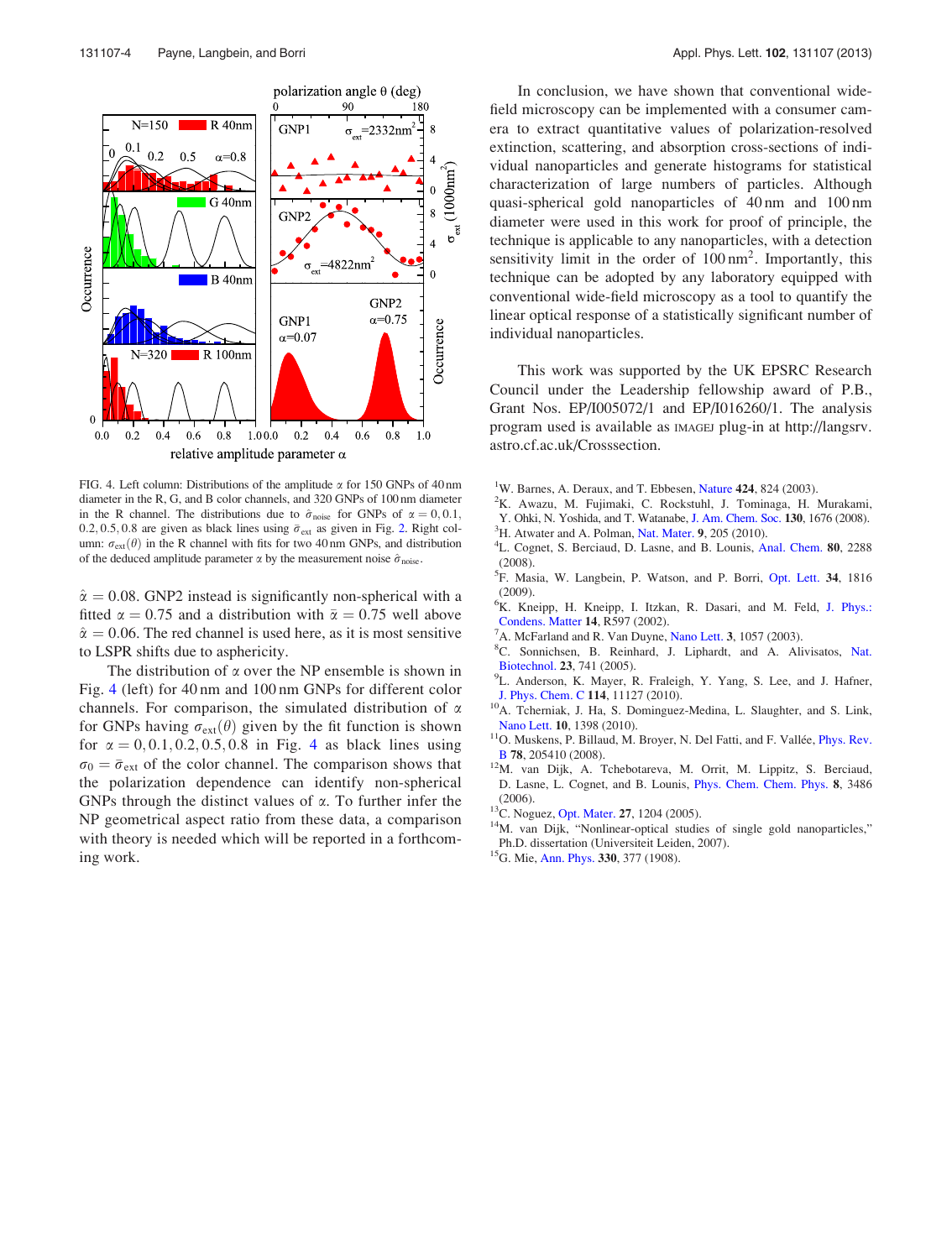polarization angle θ (deg)

0 90 180

N=150 R 40nm

0 0.1 0.2 0.5 α=0.8

GNP1 $\sigma_{ext}$=2332nm$^2$

8 4 0

G 40nm

GNP2

8 4 0

$\sigma_{ext}$=4822nm$^2$

$\sigma_{ext}$ (1000nm$^2$)

Occurrence

B 40nm

GNP2 α=0.75

GNP1 α=0.07

Occurrence

N=320 R 100nm

0

0.0 0.2 0.4 0.6 0.8 1.0 0.0 0.2 0.4 0.6 0.8 1.0

relative amplitude parameter α

FIG. 4. Left column: Distributions of the amplitude α for 150 GNPs of 40 nm diameter in the R, G, and B color channels, and 320 GNPs of 100 nm diameter in the R channel. The distributions due to $\hat{\sigma}_{\rm noise}$ for GNPs of $\alpha = 0, 0.1, 0.2, 0.5, 0.8$ are given as black lines using $\bar{\sigma}_{\rm ext}$ as given in Fig. 2. Right column: $\sigma_{\rm ext}(\theta)$ in the R channel with fits for two 40 nm GNPs, and distribution of the deduced amplitude parameter α by the measurement noise $\hat{\sigma}_{\rm noise}$.

$\hat{\alpha} = 0.08$. GNP2 instead is significantly non-spherical with a fitted $\alpha = 0.75$ and a distribution with $\bar{\alpha} = 0.75$ well above $\hat{\alpha} = 0.06$. The red channel is used here, as it is most sensitive to LSPR shifts due to asphericity.

The distribution of α over the NP ensemble is shown in Fig. 4 (left) for 40 nm and 100 nm GNPs for different color channels. For comparison, the simulated distribution of α for GNPs having $\sigma_{\rm ext}(\theta)$ given by the fit function is shown for $\alpha = 0, 0.1, 0.2, 0.5, 0.8$ in Fig. 4 as black lines using $\sigma_0 = \bar{\sigma}_{\rm ext}$ of the color channel. The comparison shows that the polarization dependence can identify non-spherical GNPs through the distinct values of α. To further infer the NP geometrical aspect ratio from these data, a comparison with theory is needed which will be reported in a forthcoming work.

In conclusion, we have shown that conventional wide-field microscopy can be implemented with a consumer camera to extract quantitative values of polarization-resolved extinction, scattering, and absorption cross-sections of individual nanoparticles and generate histograms for statistical characterization of large numbers of particles. Although quasi-spherical gold nanoparticles of 40 nm and 100 nm diameter were used in this work for proof of principle, the technique is applicable to any nanoparticles, with a detection sensitivity limit in the order of 100 nm$^2$. Importantly, this technique can be adopted by any laboratory equipped with conventional wide-field microscopy as a tool to quantify the linear optical response of a statistically significant number of individual nanoparticles.

This work was supported by the UK EPSRC Research Council under the Leadership fellowship award of P.B., Grant Nos. EP/I005072/1 and EP/I016260/1. The analysis program used is available as IMAGEJ plug-in at http://langsrv.astro.cf.ac.uk/Crosssection.

[1] W. Barnes, A. Deraux, and T. Ebbesen, Nature **424**, 824 (2003).

[2] K. Awazu, M. Fujimaki, C. Rockstuhl, J. Tominaga, H. Murakami, Y. Ohki, N. Yoshida, and T. Watanabe, J. Am. Chem. Soc. **130**, 1676 (2008).

[3] H. Atwater and A. Polman, Nat. Mater. **9**, 205 (2010).

[4] L. Cognet, S. Berciaud, D. Lasne, and B. Lounis, Anal. Chem. **80**, 2288 (2008).

[5] F. Masia, W. Langbein, P. Watson, and P. Borri, Opt. Lett. **34**, 1816 (2009).

[6] K. Kneipp, H. Kneipp, I. Itzkan, R. Dasari, and M. Feld, J. Phys.: Condens. Matter **14**, R597 (2002).

[7] A. McFarland and R. Van Duyne, Nano Lett. **3**, 1057 (2003).

[8] C. Sonnichsen, B. Reinhard, J. Liphardt, and A. Alivisatos, Nat. Biotechnol. **23**, 741 (2005).

[9] L. Anderson, K. Mayer, R. Fraleigh, Y. Yang, S. Lee, and J. Hafner, J. Phys. Chem. C **114**, 11127 (2010).

[10] A. Tcherniak, J. Ha, S. Dominguez-Medina, L. Slaughter, and S. Link, Nano Lett. **10**, 1398 (2010).

[11] O. Muskens, P. Billaud, M. Broyer, N. Del Fatti, and F. Vallée, Phys. Rev. B **78**, 205410 (2008).

[12] M. van Dijk, A. Tchebotareva, M. Orrit, M. Lippitz, S. Berciaud, D. Lasne, L. Cognet, and B. Lounis, Phys. Chem. Chem. Phys. **8**, 3486 (2006).

[13] C. Noguez, Opt. Mater. **27**, 1204 (2005).

[14] M. van Dijk, "Nonlinear-optical studies of single gold nanoparticles," Ph.D. dissertation (Universiteit Leiden, 2007).

[15] G. Mie, Ann. Phys. **330**, 377 (1908).